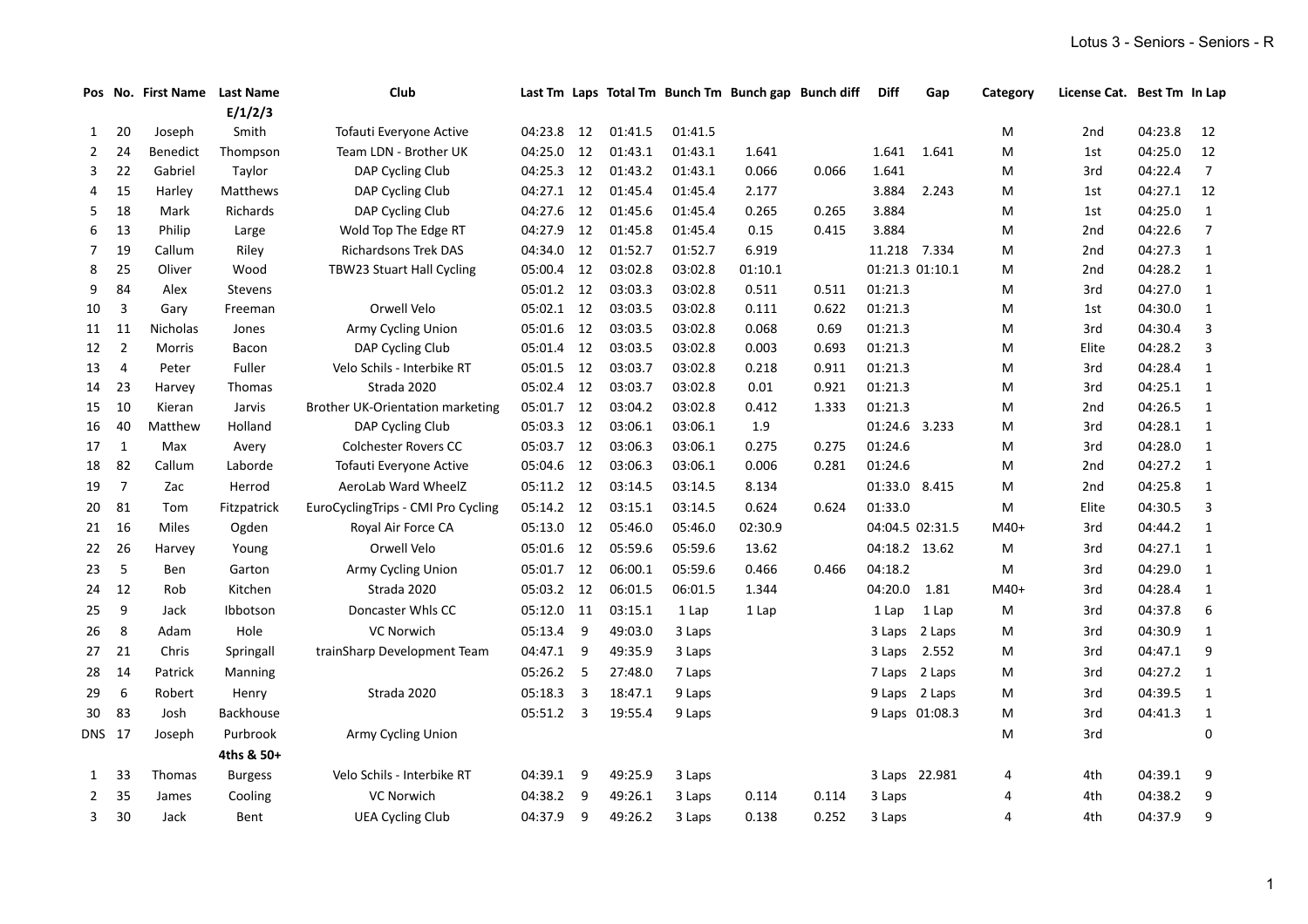Lotus 3 - Seniors - Seniors - R

| Pos | No. | First Name | Last Name | Club | Last Tm | Laps | Total Tm | Bunch Tm | Bunch gap | Bunch diff | Diff | Gap | Category | License Cat. | Best Tm | In Lap |
|---|---|---|---|---|---|---|---|---|---|---|---|---|---|---|---|---|
| | | | E/1/2/3 | | | | | | | | | | | | | |
| 1 | 20 | Joseph | Smith | Tofauti Everyone Active | 04:23.8 | 12 | 01:41.5 | 01:41.5 | | | | | M | 2nd | 04:23.8 | 12 |
| 2 | 24 | Benedict | Thompson | Team LDN - Brother UK | 04:25.0 | 12 | 01:43.1 | 01:43.1 | 1.641 | | 1.641 | 1.641 | M | 1st | 04:25.0 | 12 |
| 3 | 22 | Gabriel | Taylor | DAP Cycling Club | 04:25.3 | 12 | 01:43.2 | 01:43.1 | 0.066 | 0.066 | 1.641 | | M | 3rd | 04:22.4 | 7 |
| 4 | 15 | Harley | Matthews | DAP Cycling Club | 04:27.1 | 12 | 01:45.4 | 01:45.4 | 2.177 | | 3.884 | 2.243 | M | 1st | 04:27.1 | 12 |
| 5 | 18 | Mark | Richards | DAP Cycling Club | 04:27.6 | 12 | 01:45.6 | 01:45.4 | 0.265 | 0.265 | 3.884 | | M | 1st | 04:25.0 | 1 |
| 6 | 13 | Philip | Large | Wold Top The Edge RT | 04:27.9 | 12 | 01:45.8 | 01:45.4 | 0.15 | 0.415 | 3.884 | | M | 2nd | 04:22.6 | 7 |
| 7 | 19 | Callum | Riley | Richardsons Trek DAS | 04:34.0 | 12 | 01:52.7 | 01:52.7 | 6.919 | | 11.218 | 7.334 | M | 2nd | 04:27.3 | 1 |
| 8 | 25 | Oliver | Wood | TBW23 Stuart Hall Cycling | 05:00.4 | 12 | 03:02.8 | 03:02.8 | 01:10.1 | | 01:21.3 | 01:10.1 | M | 2nd | 04:28.2 | 1 |
| 9 | 84 | Alex | Stevens | | 05:01.2 | 12 | 03:03.3 | 03:02.8 | 0.511 | 0.511 | 01:21.3 | | M | 3rd | 04:27.0 | 1 |
| 10 | 3 | Gary | Freeman | Orwell Velo | 05:02.1 | 12 | 03:03.5 | 03:02.8 | 0.111 | 0.622 | 01:21.3 | | M | 1st | 04:30.0 | 1 |
| 11 | 11 | Nicholas | Jones | Army Cycling Union | 05:01.6 | 12 | 03:03.5 | 03:02.8 | 0.068 | 0.69 | 01:21.3 | | M | 3rd | 04:30.4 | 3 |
| 12 | 2 | Morris | Bacon | DAP Cycling Club | 05:01.4 | 12 | 03:03.5 | 03:02.8 | 0.003 | 0.693 | 01:21.3 | | M | Elite | 04:28.2 | 3 |
| 13 | 4 | Peter | Fuller | Velo Schils - Interbike RT | 05:01.5 | 12 | 03:03.7 | 03:02.8 | 0.218 | 0.911 | 01:21.3 | | M | 3rd | 04:28.4 | 1 |
| 14 | 23 | Harvey | Thomas | Strada 2020 | 05:02.4 | 12 | 03:03.7 | 03:02.8 | 0.01 | 0.921 | 01:21.3 | | M | 3rd | 04:25.1 | 1 |
| 15 | 10 | Kieran | Jarvis | Brother UK-Orientation marketing | 05:01.7 | 12 | 03:04.2 | 03:02.8 | 0.412 | 1.333 | 01:21.3 | | M | 2nd | 04:26.5 | 1 |
| 16 | 40 | Matthew | Holland | DAP Cycling Club | 05:03.3 | 12 | 03:06.1 | 03:06.1 | 1.9 | | 01:24.6 | 3.233 | M | 3rd | 04:28.1 | 1 |
| 17 | 1 | Max | Avery | Colchester Rovers CC | 05:03.7 | 12 | 03:06.3 | 03:06.1 | 0.275 | 0.275 | 01:24.6 | | M | 3rd | 04:28.0 | 1 |
| 18 | 82 | Callum | Laborde | Tofauti Everyone Active | 05:04.6 | 12 | 03:06.3 | 03:06.1 | 0.006 | 0.281 | 01:24.6 | | M | 2nd | 04:27.2 | 1 |
| 19 | 7 | Zac | Herrod | AeroLab Ward WheelZ | 05:11.2 | 12 | 03:14.5 | 03:14.5 | 8.134 | | 01:33.0 | 8.415 | M | 2nd | 04:25.8 | 1 |
| 20 | 81 | Tom | Fitzpatrick | EuroCyclingTrips - CMI Pro Cycling | 05:14.2 | 12 | 03:15.1 | 03:14.5 | 0.624 | 0.624 | 01:33.0 | | M | Elite | 04:30.5 | 3 |
| 21 | 16 | Miles | Ogden | Royal Air Force CA | 05:13.0 | 12 | 05:46.0 | 05:46.0 | 02:30.9 | | 04:04.5 | 02:31.5 | M40+ | 3rd | 04:44.2 | 1 |
| 22 | 26 | Harvey | Young | Orwell Velo | 05:01.6 | 12 | 05:59.6 | 05:59.6 | 13.62 | | 04:18.2 | 13.62 | M | 3rd | 04:27.1 | 1 |
| 23 | 5 | Ben | Garton | Army Cycling Union | 05:01.7 | 12 | 06:00.1 | 05:59.6 | 0.466 | 0.466 | 04:18.2 | | M | 3rd | 04:29.0 | 1 |
| 24 | 12 | Rob | Kitchen | Strada 2020 | 05:03.2 | 12 | 06:01.5 | 06:01.5 | 1.344 | | 04:20.0 | 1.81 | M40+ | 3rd | 04:28.4 | 1 |
| 25 | 9 | Jack | Ibbotson | Doncaster Whls CC | 05:12.0 | 11 | 03:15.1 | 1 Lap | 1 Lap | | 1 Lap | 1 Lap | M | 3rd | 04:37.8 | 6 |
| 26 | 8 | Adam | Hole | VC Norwich | 05:13.4 | 9 | 49:03.0 | 3 Laps | | | 3 Laps | 2 Laps | M | 3rd | 04:30.9 | 1 |
| 27 | 21 | Chris | Springall | trainSharp Development Team | 04:47.1 | 9 | 49:35.9 | 3 Laps | | | 3 Laps | 2.552 | M | 3rd | 04:47.1 | 9 |
| 28 | 14 | Patrick | Manning | | 05:26.2 | 5 | 27:48.0 | 7 Laps | | | 7 Laps | 2 Laps | M | 3rd | 04:27.2 | 1 |
| 29 | 6 | Robert | Henry | Strada 2020 | 05:18.3 | 3 | 18:47.1 | 9 Laps | | | 9 Laps | 2 Laps | M | 3rd | 04:39.5 | 1 |
| 30 | 83 | Josh | Backhouse | | 05:51.2 | 3 | 19:55.4 | 9 Laps | | | 9 Laps | 01:08.3 | M | 3rd | 04:41.3 | 1 |
| DNS | 17 | Joseph | Purbrook | Army Cycling Union | | | | | | | | | M | 3rd | | 0 |
| | | | 4ths & 50+ | | | | | | | | | | | | | |
| 1 | 33 | Thomas | Burgess | Velo Schils - Interbike RT | 04:39.1 | 9 | 49:25.9 | 3 Laps | | | 3 Laps | 22.981 | 4 | 4th | 04:39.1 | 9 |
| 2 | 35 | James | Cooling | VC Norwich | 04:38.2 | 9 | 49:26.1 | 3 Laps | 0.114 | 0.114 | 3 Laps | | 4 | 4th | 04:38.2 | 9 |
| 3 | 30 | Jack | Bent | UEA Cycling Club | 04:37.9 | 9 | 49:26.2 | 3 Laps | 0.138 | 0.252 | 3 Laps | | 4 | 4th | 04:37.9 | 9 |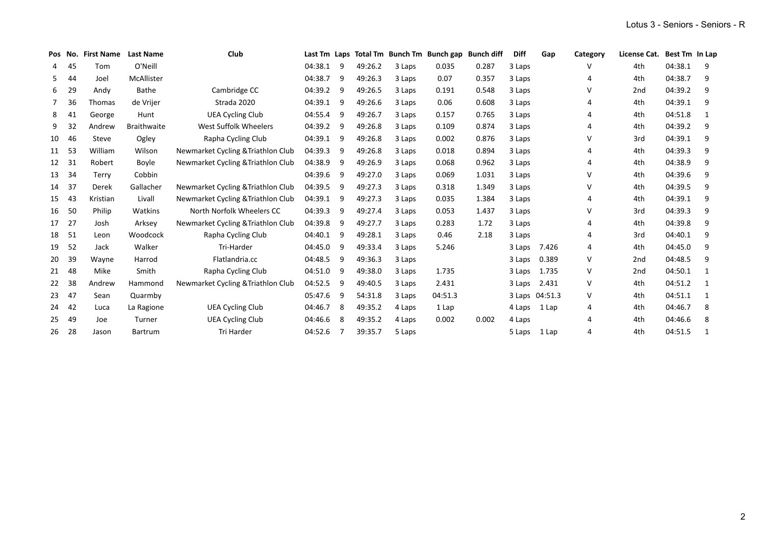| Pos | No. | First Name | Last Name | Club | Last Tm | Laps | Total Tm | Bunch Tm | Bunch gap | Bunch diff | Diff | Gap | Category | License Cat. | Best Tm | In Lap |
|---|---|---|---|---|---|---|---|---|---|---|---|---|---|---|---|---|
| 4 | 45 | Tom | O'Neill | | 04:38.1 | 9 | 49:26.2 | 3 Laps | 0.035 | 0.287 | 3 Laps | | V | 4th | 04:38.1 | 9 |
| 5 | 44 | Joel | McAllister | | 04:38.7 | 9 | 49:26.3 | 3 Laps | 0.07 | 0.357 | 3 Laps | | 4 | 4th | 04:38.7 | 9 |
| 6 | 29 | Andy | Bathe | Cambridge CC | 04:39.2 | 9 | 49:26.5 | 3 Laps | 0.191 | 0.548 | 3 Laps | | V | 2nd | 04:39.2 | 9 |
| 7 | 36 | Thomas | de Vrijer | Strada 2020 | 04:39.1 | 9 | 49:26.6 | 3 Laps | 0.06 | 0.608 | 3 Laps | | 4 | 4th | 04:39.1 | 9 |
| 8 | 41 | George | Hunt | UEA Cycling Club | 04:55.4 | 9 | 49:26.7 | 3 Laps | 0.157 | 0.765 | 3 Laps | | 4 | 4th | 04:51.8 | 1 |
| 9 | 32 | Andrew | Braithwaite | West Suffolk Wheelers | 04:39.2 | 9 | 49:26.8 | 3 Laps | 0.109 | 0.874 | 3 Laps | | 4 | 4th | 04:39.2 | 9 |
| 10 | 46 | Steve | Ogley | Rapha Cycling Club | 04:39.1 | 9 | 49:26.8 | 3 Laps | 0.002 | 0.876 | 3 Laps | | V | 3rd | 04:39.1 | 9 |
| 11 | 53 | William | Wilson | Newmarket Cycling &Triathlon Club | 04:39.3 | 9 | 49:26.8 | 3 Laps | 0.018 | 0.894 | 3 Laps | | 4 | 4th | 04:39.3 | 9 |
| 12 | 31 | Robert | Boyle | Newmarket Cycling &Triathlon Club | 04:38.9 | 9 | 49:26.9 | 3 Laps | 0.068 | 0.962 | 3 Laps | | 4 | 4th | 04:38.9 | 9 |
| 13 | 34 | Terry | Cobbin | | 04:39.6 | 9 | 49:27.0 | 3 Laps | 0.069 | 1.031 | 3 Laps | | V | 4th | 04:39.6 | 9 |
| 14 | 37 | Derek | Gallacher | Newmarket Cycling &Triathlon Club | 04:39.5 | 9 | 49:27.3 | 3 Laps | 0.318 | 1.349 | 3 Laps | | V | 4th | 04:39.5 | 9 |
| 15 | 43 | Kristian | Livall | Newmarket Cycling &Triathlon Club | 04:39.1 | 9 | 49:27.3 | 3 Laps | 0.035 | 1.384 | 3 Laps | | 4 | 4th | 04:39.1 | 9 |
| 16 | 50 | Philip | Watkins | North Norfolk Wheelers CC | 04:39.3 | 9 | 49:27.4 | 3 Laps | 0.053 | 1.437 | 3 Laps | | V | 3rd | 04:39.3 | 9 |
| 17 | 27 | Josh | Arksey | Newmarket Cycling &Triathlon Club | 04:39.8 | 9 | 49:27.7 | 3 Laps | 0.283 | 1.72 | 3 Laps | | 4 | 4th | 04:39.8 | 9 |
| 18 | 51 | Leon | Woodcock | Rapha Cycling Club | 04:40.1 | 9 | 49:28.1 | 3 Laps | 0.46 | 2.18 | 3 Laps | | 4 | 3rd | 04:40.1 | 9 |
| 19 | 52 | Jack | Walker | Tri-Harder | 04:45.0 | 9 | 49:33.4 | 3 Laps | 5.246 | | 3 Laps | 7.426 | 4 | 4th | 04:45.0 | 9 |
| 20 | 39 | Wayne | Harrod | Flatlandria.cc | 04:48.5 | 9 | 49:36.3 | 3 Laps | | | 3 Laps | 0.389 | V | 2nd | 04:48.5 | 9 |
| 21 | 48 | Mike | Smith | Rapha Cycling Club | 04:51.0 | 9 | 49:38.0 | 3 Laps | 1.735 | | 3 Laps | 1.735 | V | 2nd | 04:50.1 | 1 |
| 22 | 38 | Andrew | Hammond | Newmarket Cycling &Triathlon Club | 04:52.5 | 9 | 49:40.5 | 3 Laps | 2.431 | | 3 Laps | 2.431 | V | 4th | 04:51.2 | 1 |
| 23 | 47 | Sean | Quarmby | | 05:47.6 | 9 | 54:31.8 | 3 Laps | 04:51.3 | | 3 Laps | 04:51.3 | V | 4th | 04:51.1 | 1 |
| 24 | 42 | Luca | La Ragione | UEA Cycling Club | 04:46.7 | 8 | 49:35.2 | 4 Laps | 1 Lap | | 4 Laps | 1 Lap | 4 | 4th | 04:46.7 | 8 |
| 25 | 49 | Joe | Turner | UEA Cycling Club | 04:46.6 | 8 | 49:35.2 | 4 Laps | 0.002 | 0.002 | 4 Laps | | 4 | 4th | 04:46.6 | 8 |
| 26 | 28 | Jason | Bartrum | Tri Harder | 04:52.6 | 7 | 39:35.7 | 5 Laps | | | 5 Laps | 1 Lap | 4 | 4th | 04:51.5 | 1 |